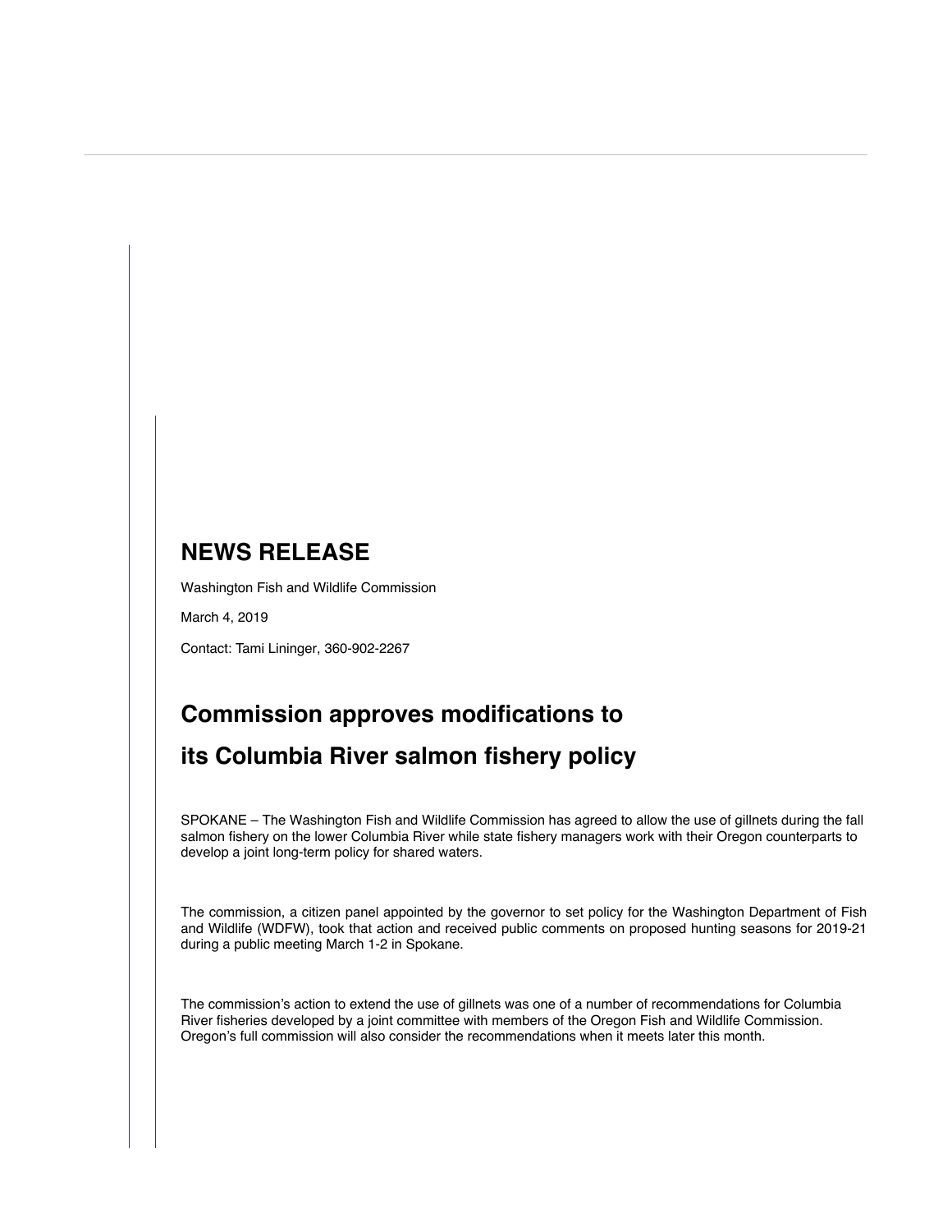# NEWS RELEASE

Washington Fish and Wildlife Commission

March 4, 2019

Contact: Tami Lininger, 360-902-2267

## Commission approves modifications to its Columbia River salmon fishery policy

SPOKANE – The Washington Fish and Wildlife Commission has agreed to allow the use of gillnets during the fall salmon fishery on the lower Columbia River while state fishery managers work with their Oregon counterparts to develop a joint long-term policy for shared waters.

The commission, a citizen panel appointed by the governor to set policy for the Washington Department of Fish and Wildlife (WDFW), took that action and received public comments on proposed hunting seasons for 2019-21 during a public meeting March 1-2 in Spokane.

The commission's action to extend the use of gillnets was one of a number of recommendations for Columbia River fisheries developed by a joint committee with members of the Oregon Fish and Wildlife Commission. Oregon's full commission will also consider the recommendations when it meets later this month.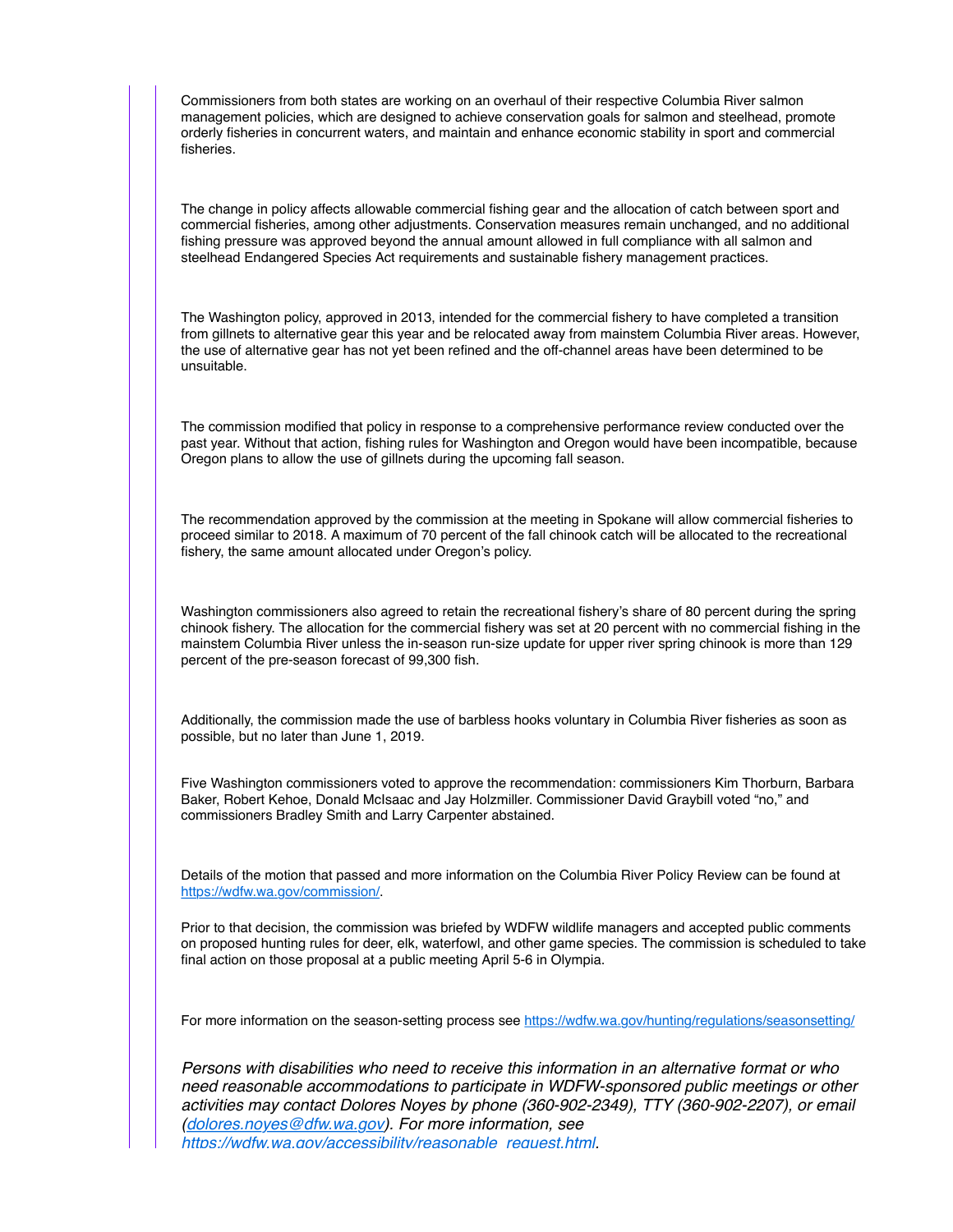Commissioners from both states are working on an overhaul of their respective Columbia River salmon management policies, which are designed to achieve conservation goals for salmon and steelhead, promote orderly fisheries in concurrent waters, and maintain and enhance economic stability in sport and commercial fisheries.

The change in policy affects allowable commercial fishing gear and the allocation of catch between sport and commercial fisheries, among other adjustments. Conservation measures remain unchanged, and no additional fishing pressure was approved beyond the annual amount allowed in full compliance with all salmon and steelhead Endangered Species Act requirements and sustainable fishery management practices.

The Washington policy, approved in 2013, intended for the commercial fishery to have completed a transition from gillnets to alternative gear this year and be relocated away from mainstem Columbia River areas. However, the use of alternative gear has not yet been refined and the off-channel areas have been determined to be unsuitable.

The commission modified that policy in response to a comprehensive performance review conducted over the past year. Without that action, fishing rules for Washington and Oregon would have been incompatible, because Oregon plans to allow the use of gillnets during the upcoming fall season.

The recommendation approved by the commission at the meeting in Spokane will allow commercial fisheries to proceed similar to 2018. A maximum of 70 percent of the fall chinook catch will be allocated to the recreational fishery, the same amount allocated under Oregon's policy.

Washington commissioners also agreed to retain the recreational fishery's share of 80 percent during the spring chinook fishery. The allocation for the commercial fishery was set at 20 percent with no commercial fishing in the mainstem Columbia River unless the in-season run-size update for upper river spring chinook is more than 129 percent of the pre-season forecast of 99,300 fish.

Additionally, the commission made the use of barbless hooks voluntary in Columbia River fisheries as soon as possible, but no later than June 1, 2019.

Five Washington commissioners voted to approve the recommendation: commissioners Kim Thorburn, Barbara Baker, Robert Kehoe, Donald McIsaac and Jay Holzmiller. Commissioner David Graybill voted "no," and commissioners Bradley Smith and Larry Carpenter abstained.

Details of the motion that passed and more information on the Columbia River Policy Review can be found at https://wdfw.wa.gov/commission/.

Prior to that decision, the commission was briefed by WDFW wildlife managers and accepted public comments on proposed hunting rules for deer, elk, waterfowl, and other game species. The commission is scheduled to take final action on those proposal at a public meeting April 5-6 in Olympia.

For more information on the season-setting process see https://wdfw.wa.gov/hunting/regulations/seasonsetting/

*Persons with disabilities who need to receive this information in an alternative format or who need reasonable accommodations to participate in WDFW-sponsored public meetings or other activities may contact Dolores Noyes by phone (360-902-2349), TTY (360-902-2207), or email (dolores.noyes@dfw.wa.gov). For more information, see https://wdfw.wa.gov/accessibility/reasonable_request.html.*